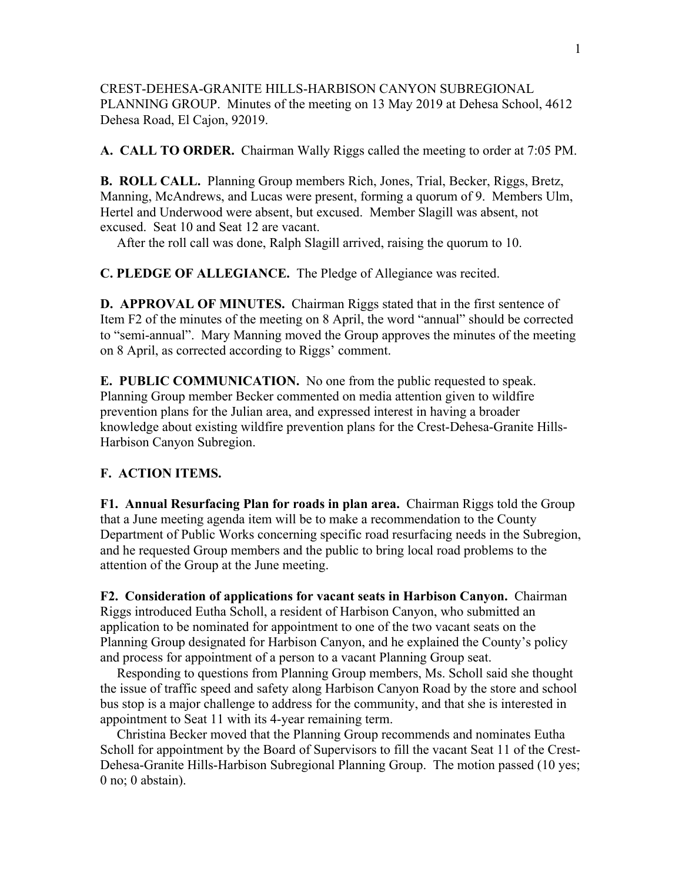CREST-DEHESA-GRANITE HILLS-HARBISON CANYON SUBREGIONAL PLANNING GROUP. Minutes of the meeting on 13 May 2019 at Dehesa School, 4612 Dehesa Road, El Cajon, 92019.

**A. CALL TO ORDER.** Chairman Wally Riggs called the meeting to order at 7:05 PM.

**B. ROLL CALL.** Planning Group members Rich, Jones, Trial, Becker, Riggs, Bretz, Manning, McAndrews, and Lucas were present, forming a quorum of 9. Members Ulm, Hertel and Underwood were absent, but excused. Member Slagill was absent, not excused. Seat 10 and Seat 12 are vacant.

After the roll call was done, Ralph Slagill arrived, raising the quorum to 10.

**C. PLEDGE OF ALLEGIANCE.** The Pledge of Allegiance was recited.

**D. APPROVAL OF MINUTES.** Chairman Riggs stated that in the first sentence of Item F2 of the minutes of the meeting on 8 April, the word "annual" should be corrected to "semi-annual". Mary Manning moved the Group approves the minutes of the meeting on 8 April, as corrected according to Riggs' comment.

**E. PUBLIC COMMUNICATION.** No one from the public requested to speak. Planning Group member Becker commented on media attention given to wildfire prevention plans for the Julian area, and expressed interest in having a broader knowledge about existing wildfire prevention plans for the Crest-Dehesa-Granite Hills-Harbison Canyon Subregion.

**F. ACTION ITEMS.**

**F1. Annual Resurfacing Plan for roads in plan area.** Chairman Riggs told the Group that a June meeting agenda item will be to make a recommendation to the County Department of Public Works concerning specific road resurfacing needs in the Subregion, and he requested Group members and the public to bring local road problems to the attention of the Group at the June meeting.

**F2. Consideration of applications for vacant seats in Harbison Canyon.** Chairman Riggs introduced Eutha Scholl, a resident of Harbison Canyon, who submitted an application to be nominated for appointment to one of the two vacant seats on the Planning Group designated for Harbison Canyon, and he explained the County's policy and process for appointment of a person to a vacant Planning Group seat.

Responding to questions from Planning Group members, Ms. Scholl said she thought the issue of traffic speed and safety along Harbison Canyon Road by the store and school bus stop is a major challenge to address for the community, and that she is interested in appointment to Seat 11 with its 4-year remaining term.

Christina Becker moved that the Planning Group recommends and nominates Eutha Scholl for appointment by the Board of Supervisors to fill the vacant Seat 11 of the Crest-Dehesa-Granite Hills-Harbison Subregional Planning Group. The motion passed (10 yes; 0 no; 0 abstain).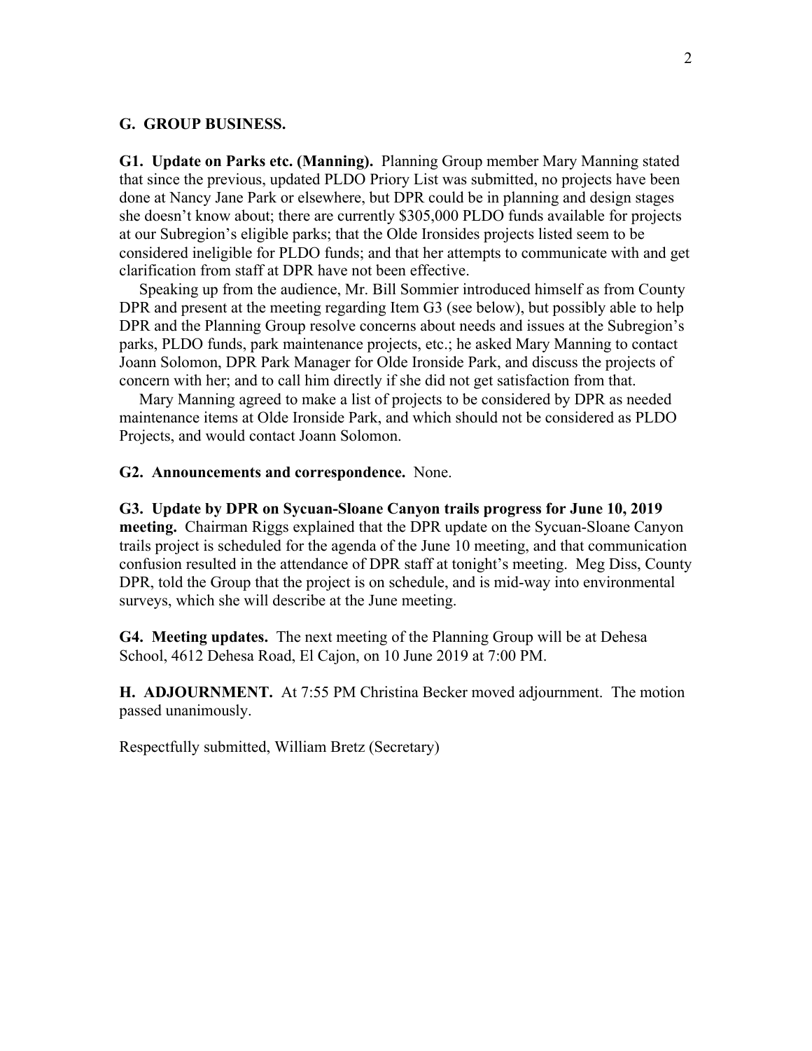**G. GROUP BUSINESS.**

**G1. Update on Parks etc. (Manning).** Planning Group member Mary Manning stated that since the previous, updated PLDO Priory List was submitted, no projects have been done at Nancy Jane Park or elsewhere, but DPR could be in planning and design stages she doesn't know about; there are currently $305,000 PLDO funds available for projects at our Subregion's eligible parks; that the Olde Ironsides projects listed seem to be considered ineligible for PLDO funds; and that her attempts to communicate with and get clarification from staff at DPR have not been effective.

Speaking up from the audience, Mr. Bill Sommier introduced himself as from County DPR and present at the meeting regarding Item G3 (see below), but possibly able to help DPR and the Planning Group resolve concerns about needs and issues at the Subregion's parks, PLDO funds, park maintenance projects, etc.; he asked Mary Manning to contact Joann Solomon, DPR Park Manager for Olde Ironside Park, and discuss the projects of concern with her; and to call him directly if she did not get satisfaction from that.

Mary Manning agreed to make a list of projects to be considered by DPR as needed maintenance items at Olde Ironside Park, and which should not be considered as PLDO Projects, and would contact Joann Solomon.

**G2. Announcements and correspondence.** None.

**G3. Update by DPR on Sycuan-Sloane Canyon trails progress for June 10, 2019 meeting.** Chairman Riggs explained that the DPR update on the Sycuan-Sloane Canyon trails project is scheduled for the agenda of the June 10 meeting, and that communication confusion resulted in the attendance of DPR staff at tonight's meeting. Meg Diss, County DPR, told the Group that the project is on schedule, and is mid-way into environmental surveys, which she will describe at the June meeting.

**G4. Meeting updates.** The next meeting of the Planning Group will be at Dehesa School, 4612 Dehesa Road, El Cajon, on 10 June 2019 at 7:00 PM.

**H. ADJOURNMENT.** At 7:55 PM Christina Becker moved adjournment. The motion passed unanimously.

Respectfully submitted, William Bretz (Secretary)